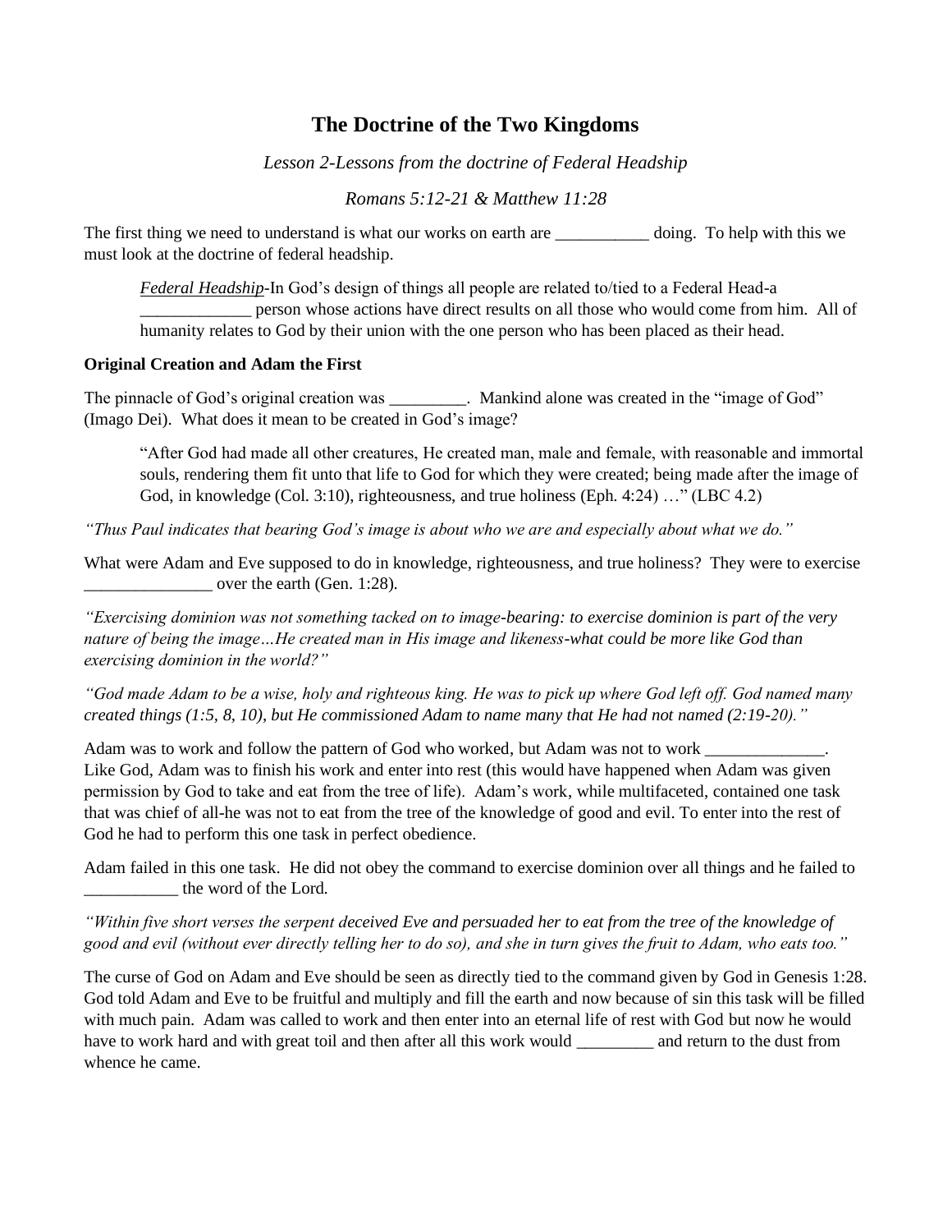# The Doctrine of the Two Kingdoms

*Lesson 2-Lessons from the doctrine of Federal Headship*

*Romans 5:12-21 & Matthew 11:28*

The first thing we need to understand is what our works on earth are ___________ doing. To help with this we must look at the doctrine of federal headship.

> *Federal Headship*-In God's design of things all people are related to/tied to a Federal Head-a _____________ person whose actions have direct results on all those who would come from him. All of humanity relates to God by their union with the one person who has been placed as their head.

**Original Creation and Adam the First**

The pinnacle of God's original creation was _________. Mankind alone was created in the "image of God" (Imago Dei). What does it mean to be created in God's image?

> "After God had made all other creatures, He created man, male and female, with reasonable and immortal souls, rendering them fit unto that life to God for which they were created; being made after the image of God, in knowledge (Col. 3:10), righteousness, and true holiness (Eph. 4:24) …" (LBC 4.2)

*"Thus Paul indicates that bearing God's image is about who we are and especially about what we do."*

What were Adam and Eve supposed to do in knowledge, righteousness, and true holiness? They were to exercise _______________ over the earth (Gen. 1:28).

*"Exercising dominion was not something tacked on to image-bearing: to exercise dominion is part of the very nature of being the image…He created man in His image and likeness-what could be more like God than exercising dominion in the world?"*

*"God made Adam to be a wise, holy and righteous king. He was to pick up where God left off. God named many created things (1:5, 8, 10), but He commissioned Adam to name many that He had not named (2:19-20)."*

Adam was to work and follow the pattern of God who worked, but Adam was not to work ______________. Like God, Adam was to finish his work and enter into rest (this would have happened when Adam was given permission by God to take and eat from the tree of life). Adam's work, while multifaceted, contained one task that was chief of all-he was not to eat from the tree of the knowledge of good and evil. To enter into the rest of God he had to perform this one task in perfect obedience.

Adam failed in this one task. He did not obey the command to exercise dominion over all things and he failed to ___________ the word of the Lord.

*"Within five short verses the serpent deceived Eve and persuaded her to eat from the tree of the knowledge of good and evil (without ever directly telling her to do so), and she in turn gives the fruit to Adam, who eats too."*

The curse of God on Adam and Eve should be seen as directly tied to the command given by God in Genesis 1:28. God told Adam and Eve to be fruitful and multiply and fill the earth and now because of sin this task will be filled with much pain. Adam was called to work and then enter into an eternal life of rest with God but now he would have to work hard and with great toil and then after all this work would _________ and return to the dust from whence he came.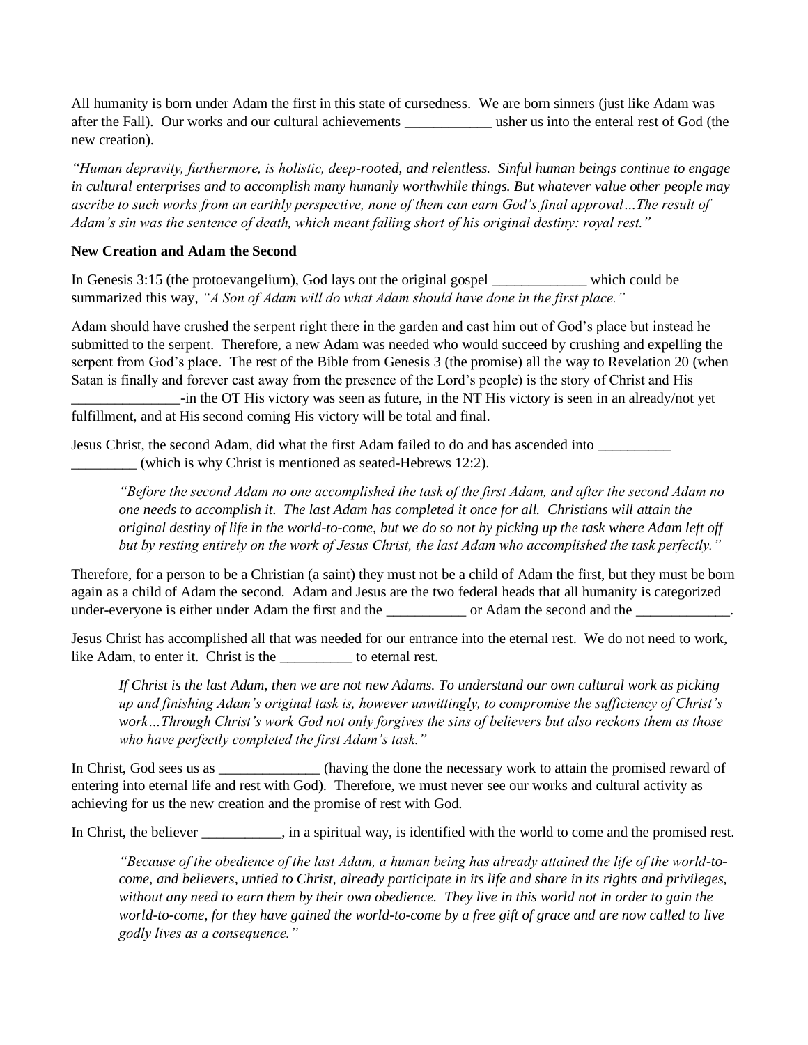All humanity is born under Adam the first in this state of cursedness. We are born sinners (just like Adam was after the Fall). Our works and our cultural achievements ____________ usher us into the enteral rest of God (the new creation).

*"Human depravity, furthermore, is holistic, deep-rooted, and relentless. Sinful human beings continue to engage in cultural enterprises and to accomplish many humanly worthwhile things. But whatever value other people may ascribe to such works from an earthly perspective, none of them can earn God's final approval…The result of Adam's sin was the sentence of death, which meant falling short of his original destiny: royal rest."*

**New Creation and Adam the Second**

In Genesis 3:15 (the protoevangelium), God lays out the original gospel _____________ which could be summarized this way, *"A Son of Adam will do what Adam should have done in the first place."*

Adam should have crushed the serpent right there in the garden and cast him out of God's place but instead he submitted to the serpent. Therefore, a new Adam was needed who would succeed by crushing and expelling the serpent from God's place. The rest of the Bible from Genesis 3 (the promise) all the way to Revelation 20 (when Satan is finally and forever cast away from the presence of the Lord's people) is the story of Christ and His _______________-in the OT His victory was seen as future, in the NT His victory is seen in an already/not yet fulfillment, and at His second coming His victory will be total and final.

Jesus Christ, the second Adam, did what the first Adam failed to do and has ascended into __________ _________ (which is why Christ is mentioned as seated-Hebrews 12:2).

> *"Before the second Adam no one accomplished the task of the first Adam, and after the second Adam no one needs to accomplish it. The last Adam has completed it once for all. Christians will attain the original destiny of life in the world-to-come, but we do so not by picking up the task where Adam left off but by resting entirely on the work of Jesus Christ, the last Adam who accomplished the task perfectly."*

Therefore, for a person to be a Christian (a saint) they must not be a child of Adam the first, but they must be born again as a child of Adam the second. Adam and Jesus are the two federal heads that all humanity is categorized under-everyone is either under Adam the first and the ___________ or Adam the second and the _____________.

Jesus Christ has accomplished all that was needed for our entrance into the eternal rest. We do not need to work, like Adam, to enter it. Christ is the __________ to eternal rest.

> *If Christ is the last Adam, then we are not new Adams. To understand our own cultural work as picking up and finishing Adam's original task is, however unwittingly, to compromise the sufficiency of Christ's work…Through Christ's work God not only forgives the sins of believers but also reckons them as those who have perfectly completed the first Adam's task."*

In Christ, God sees us as ______________ (having the done the necessary work to attain the promised reward of entering into eternal life and rest with God). Therefore, we must never see our works and cultural activity as achieving for us the new creation and the promise of rest with God.

In Christ, the believer ___________, in a spiritual way, is identified with the world to come and the promised rest.

> *"Because of the obedience of the last Adam, a human being has already attained the life of the world-to-come, and believers, untied to Christ, already participate in its life and share in its rights and privileges, without any need to earn them by their own obedience. They live in this world not in order to gain the world-to-come, for they have gained the world-to-come by a free gift of grace and are now called to live godly lives as a consequence."*